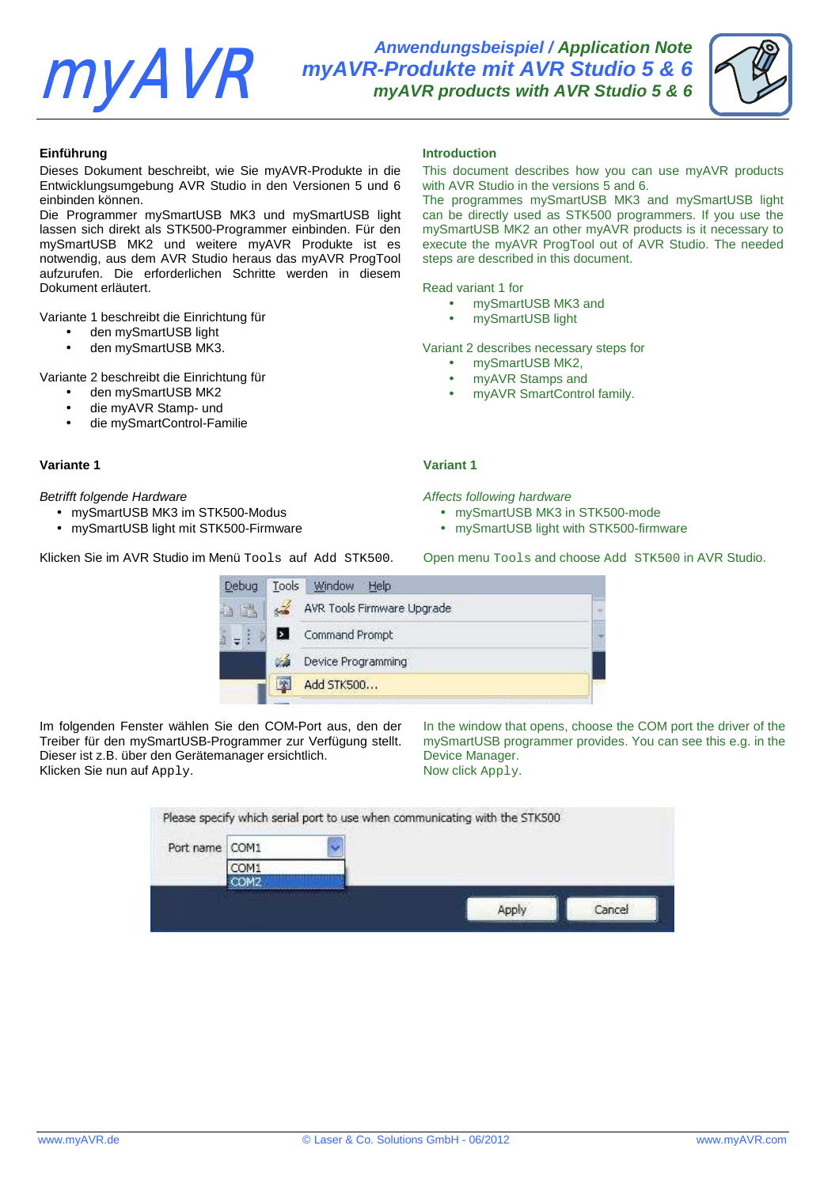# myAVR

**Anwendungsbeispiel / Application Note**
**myAVR-Produkte mit AVR Studio 5 & 6**
**myAVR products with AVR Studio 5 & 6**

## Einführung

Dieses Dokument beschreibt, wie Sie myAVR-Produkte in die Entwicklungsumgebung AVR Studio in den Versionen 5 und 6 einbinden können.
Die Programmer mySmartUSB MK3 und mySmartUSB light lassen sich direkt als STK500-Programmer einbinden. Für den mySmartUSB MK2 und weitere myAVR Produkte ist es notwendig, aus dem AVR Studio heraus das myAVR ProgTool aufzurufen. Die erforderlichen Schritte werden in diesem Dokument erläutert.

Variante 1 beschreibt die Einrichtung für

- den mySmartUSB light
- den mySmartUSB MK3.

Variante 2 beschreibt die Einrichtung für

- den mySmartUSB MK2
- die myAVR Stamp- und
- die mySmartControl-Familie

## Introduction

This document describes how you can use myAVR products with AVR Studio in the versions 5 and 6.
The programmes mySmartUSB MK3 and mySmartUSB light can be directly used as STK500 programmers. If you use the mySmartUSB MK2 an other myAVR products is it necessary to execute the myAVR ProgTool out of AVR Studio. The needed steps are described in this document.

Read variant 1 for

- mySmartUSB MK3 and
- mySmartUSB light

Variant 2 describes necessary steps for

- mySmartUSB MK2,
- myAVR Stamps and
- myAVR SmartControl family.

## Variante 1

*Betrifft folgende Hardware*

- mySmartUSB MK3 im STK500-Modus
- mySmartUSB light mit STK500-Firmware

Klicken Sie im AVR Studio im Menü `Tools` auf `Add STK500`.

## Variant 1

*Affects following hardware*

- mySmartUSB MK3 in STK500-mode
- mySmartUSB light with STK500-firmware

Open menu `Tools` and choose `Add STK500` in AVR Studio.

Im folgenden Fenster wählen Sie den COM-Port aus, den der Treiber für den mySmartUSB-Programmer zur Verfügung stellt. Dieser ist z.B. über den Gerätemanager ersichtlich.
Klicken Sie nun auf `Apply`.

In the window that opens, choose the COM port the driver of the mySmartUSB programmer provides. You can see this e.g. in the Device Manager.
Now click `Apply`.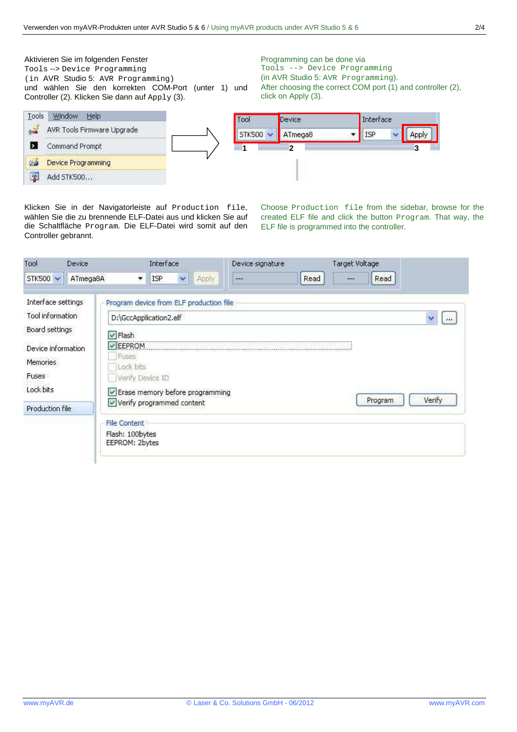Aktivieren Sie im folgenden Fenster `Tools --> Device Programming` (in AVR Studio 5: `AVR Programming`) und wählen Sie den korrekten COM-Port (unter 1) und Controller (2). Klicken Sie dann auf `Apply` (3).

Programming can be done via `Tools --> Device Programming` (in AVR Studio 5: `AVR Programming`). After choosing the correct COM port (1) and controller (2), click on Apply (3).

Klicken Sie in der Navigatorleiste auf `Production file`, wählen Sie die zu brennende ELF-Datei aus und klicken Sie auf die Schaltfläche `Program`. Die ELF-Datei wird somit auf den Controller gebrannt.

Choose `Production file` from the sidebar, browse for the created ELF file and click the button `Program`. That way, the ELF file is programmed into the controller.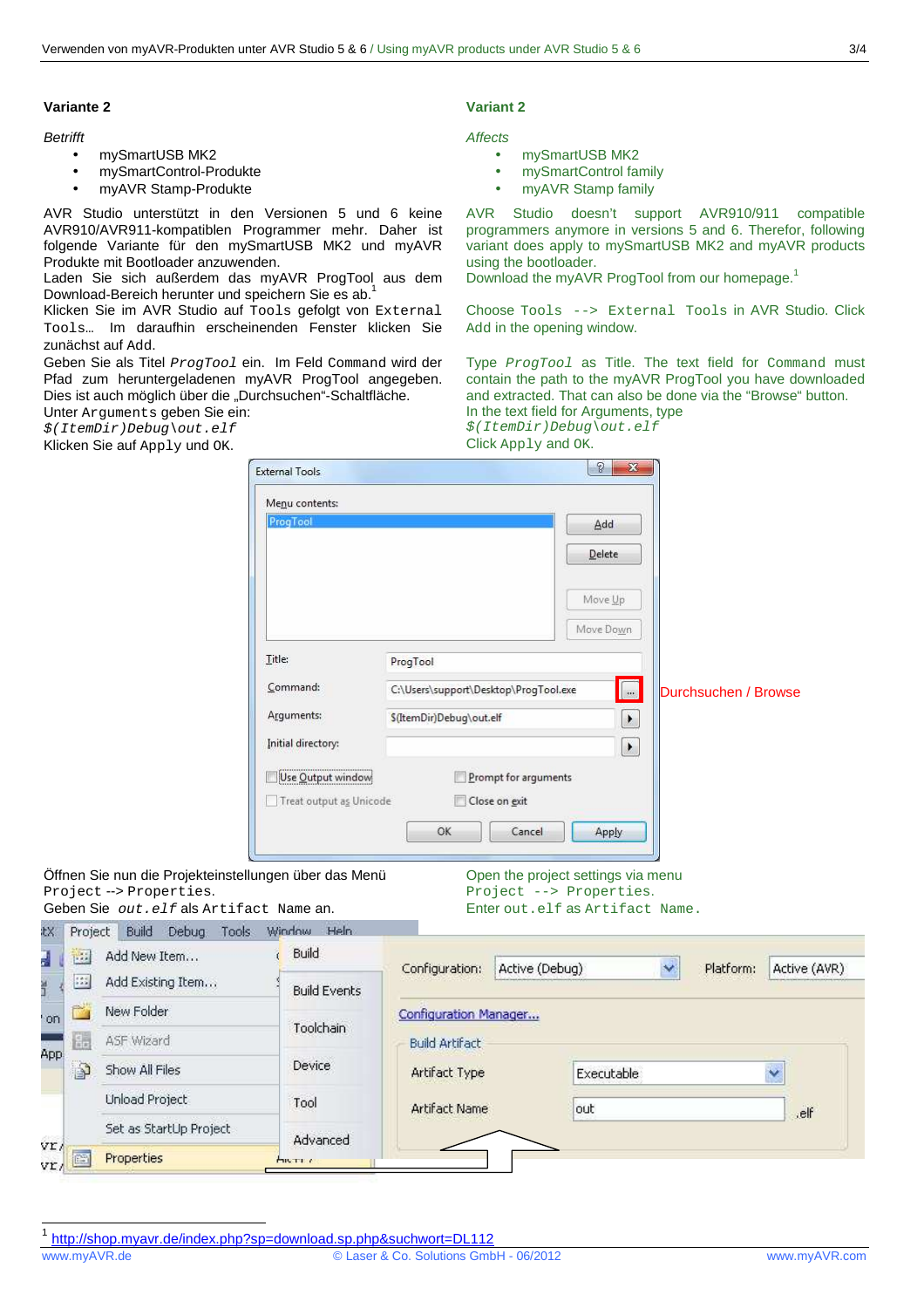**Variante 2**

*Betrifft*

- mySmartUSB MK2
- mySmartControl-Produkte
- myAVR Stamp-Produkte

AVR Studio unterstützt in den Versionen 5 und 6 keine AVR910/AVR911-kompatiblen Programmer mehr. Daher ist folgende Variante für den mySmartUSB MK2 und myAVR Produkte mit Bootloader anzuwenden.
Laden Sie sich außerdem das myAVR ProgTool aus dem Download-Bereich herunter und speichern Sie es ab.[1]
Klicken Sie im AVR Studio auf `Tools` gefolgt von `External Tools…`. Im daraufhin erscheinenden Fenster klicken Sie zunächst auf `Add`.
Geben Sie als Titel *`ProgTool`* ein. Im Feld `Command` wird der Pfad zum heruntergeladenen myAVR ProgTool angegeben. Dies ist auch möglich über die „Durchsuchen"-Schaltfläche.
Unter `Arguments` geben Sie ein:
*`$(ItemDir)Debug\out.elf`*
Klicken Sie auf `Apply` und `OK`.

**Variant 2**

*Affects*

- mySmartUSB MK2
- mySmartControl family
- myAVR Stamp family

AVR Studio doesn't support AVR910/911 compatible programmers anymore in versions 5 and 6. Therefor, following variant does apply to mySmartUSB MK2 and myAVR products using the bootloader.
Download the myAVR ProgTool from our homepage.[1]

Choose `Tools --> External Tools` in AVR Studio. Click `Add` in the opening window.

Type *`ProgTool`* as Title. The text field for `Command` must contain the path to the myAVR ProgTool you have downloaded and extracted. That can also be done via the "Browse" button.
In the text field for Arguments, type
*`$(ItemDir)Debug\out.elf`*
Click `Apply` and `OK`.

Durchsuchen / Browse

Öffnen Sie nun die Projekteinstellungen über das Menü `Project --> Properties`.
Geben Sie *`out.elf`* als `Artifact Name` an.

Open the project settings via menu `Project --> Properties`.
Enter `out.elf` as `Artifact Name`.

---

[1] http://shop.myavr.de/index.php?sp=download.sp.php&suchwort=DL112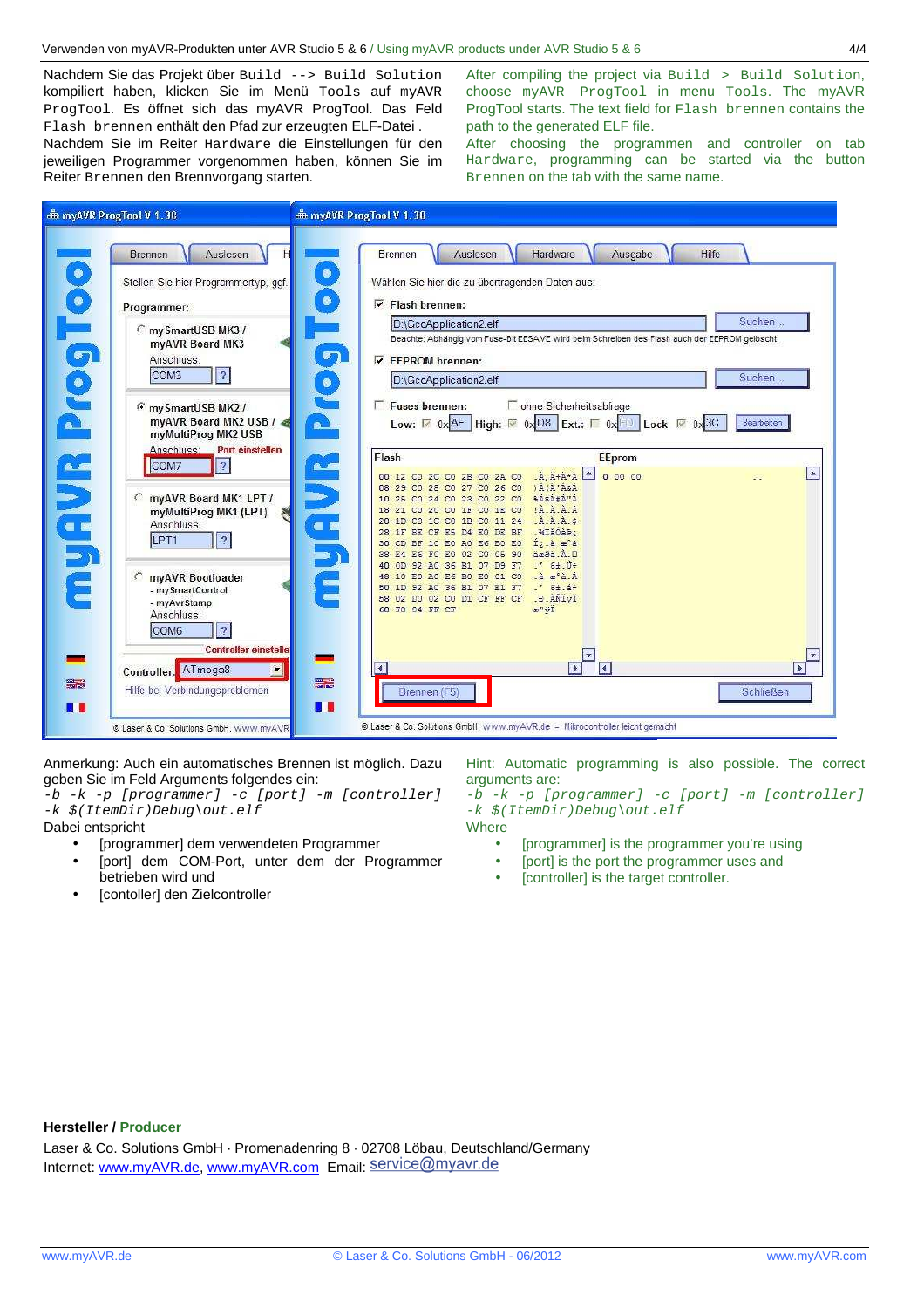Nachdem Sie das Projekt über `Build --> Build Solution` kompiliert haben, klicken Sie im Menü `Tools` auf `myAVR ProgTool`. Es öffnet sich das myAVR ProgTool. Das Feld `Flash brennen` enthält den Pfad zur erzeugten ELF-Datei .
Nachdem Sie im Reiter `Hardware` die Einstellungen für den jeweiligen Programmer vorgenommen haben, können Sie im Reiter `Brennen` den Brennvorgang starten.

After compiling the project via `Build > Build Solution`, choose `myAVR ProgTool` in menu `Tools`. The myAVR ProgTool starts. The text field for `Flash brennen` contains the path to the generated ELF file.
After choosing the programmen and controller on tab `Hardware`, programming can be started via the button `Brennen` on the tab with the same name.

Anmerkung: Auch ein automatisches Brennen ist möglich. Dazu geben Sie im Feld Arguments folgendes ein:

*-b -k -p [programmer] -c [port] -m [controller] -k $(ItemDir)Debug\out.elf*

Dabei entspricht

- [programmer] dem verwendeten Programmer
- [port] dem COM-Port, unter dem der Programmer betrieben wird und
- [contoller] den Zielcontroller

Hint: Automatic programming is also possible. The correct arguments are:

*-b -k -p [programmer] -c [port] -m [controller] -k $(ItemDir)Debug\out.elf*

Where

- [programmer] is the programmer you're using
- [port] is the port the programmer uses and
- [controller] is the target controller.

**Hersteller / Producer**

Laser & Co. Solutions GmbH · Promenadenring 8 · 02708 Löbau, Deutschland/Germany
Internet: www.myAVR.de, www.myAVR.com Email: service@myavr.de